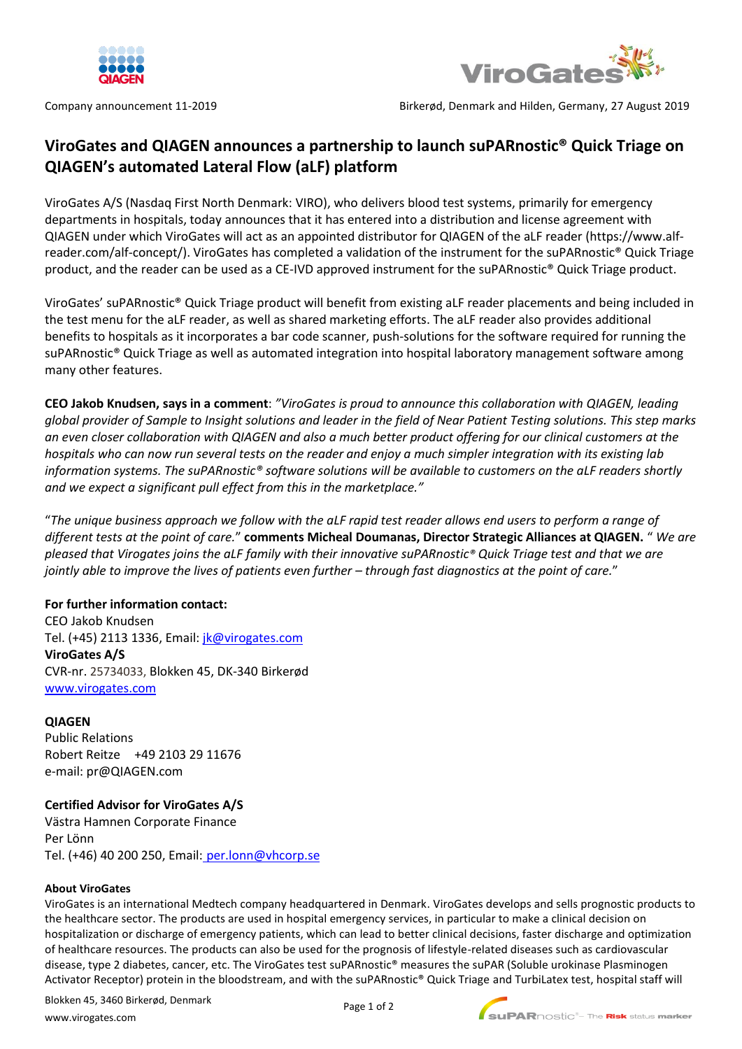Company announcement 11-2019

Birkerød, Denmark and Hilden, Germany, 27 August 2019

# ViroGates and QIAGEN announces a partnership to launch suPARnostic® Quick Triage on QIAGEN's automated Lateral Flow (aLF) platform

ViroGates A/S (Nasdaq First North Denmark: VIRO), who delivers blood test systems, primarily for emergency departments in hospitals, today announces that it has entered into a distribution and license agreement with QIAGEN under which ViroGates will act as an appointed distributor for QIAGEN of the aLF reader (https://www.alf-reader.com/alf-concept/). ViroGates has completed a validation of the instrument for the suPARnostic® Quick Triage product, and the reader can be used as a CE-IVD approved instrument for the suPARnostic® Quick Triage product.

ViroGates' suPARnostic® Quick Triage product will benefit from existing aLF reader placements and being included in the test menu for the aLF reader, as well as shared marketing efforts. The aLF reader also provides additional benefits to hospitals as it incorporates a bar code scanner, push-solutions for the software required for running the suPARnostic® Quick Triage as well as automated integration into hospital laboratory management software among many other features.

**CEO Jakob Knudsen, says in a comment**: *"ViroGates is proud to announce this collaboration with QIAGEN, leading global provider of Sample to Insight solutions and leader in the field of Near Patient Testing solutions. This step marks an even closer collaboration with QIAGEN and also a much better product offering for our clinical customers at the hospitals who can now run several tests on the reader and enjoy a much simpler integration with its existing lab information systems. The suPARnostic® software solutions will be available to customers on the aLF readers shortly and we expect a significant pull effect from this in the marketplace."*

"*The unique business approach we follow with the aLF rapid test reader allows end users to perform a range of different tests at the point of care.*" **comments Micheal Doumanas, Director Strategic Alliances at QIAGEN.** " *We are pleased that Virogates joins the aLF family with their innovative suPARnostic® Quick Triage test and that we are jointly able to improve the lives of patients even further – through fast diagnostics at the point of care.*"

**For further information contact:**
CEO Jakob Knudsen
Tel. (+45) 2113 1336, Email: jk@virogates.com
**ViroGates A/S**
CVR-nr. 25734033, Blokken 45, DK-340 Birkerød
www.virogates.com

**QIAGEN**
Public Relations
Robert Reitze +49 2103 29 11676
e-mail: pr@QIAGEN.com

**Certified Advisor for ViroGates A/S**
Västra Hamnen Corporate Finance
Per Lönn
Tel. (+46) 40 200 250, Email: per.lonn@vhcorp.se

#### About ViroGates

ViroGates is an international Medtech company headquartered in Denmark. ViroGates develops and sells prognostic products to the healthcare sector. The products are used in hospital emergency services, in particular to make a clinical decision on hospitalization or discharge of emergency patients, which can lead to better clinical decisions, faster discharge and optimization of healthcare resources. The products can also be used for the prognosis of lifestyle-related diseases such as cardiovascular disease, type 2 diabetes, cancer, etc. The ViroGates test suPARnostic® measures the suPAR (Soluble urokinase Plasminogen Activator Receptor) protein in the bloodstream, and with the suPARnostic® Quick Triage and TurbiLatex test, hospital staff will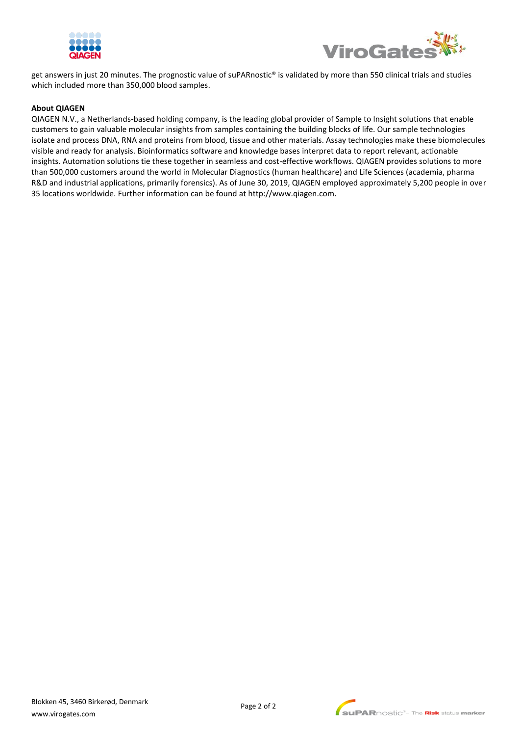get answers in just 20 minutes. The prognostic value of suPARnostic® is validated by more than 550 clinical trials and studies which included more than 350,000 blood samples.

**About QIAGEN**

QIAGEN N.V., a Netherlands-based holding company, is the leading global provider of Sample to Insight solutions that enable customers to gain valuable molecular insights from samples containing the building blocks of life. Our sample technologies isolate and process DNA, RNA and proteins from blood, tissue and other materials. Assay technologies make these biomolecules visible and ready for analysis. Bioinformatics software and knowledge bases interpret data to report relevant, actionable insights. Automation solutions tie these together in seamless and cost-effective workflows. QIAGEN provides solutions to more than 500,000 customers around the world in Molecular Diagnostics (human healthcare) and Life Sciences (academia, pharma R&D and industrial applications, primarily forensics). As of June 30, 2019, QIAGEN employed approximately 5,200 people in over 35 locations worldwide. Further information can be found at http://www.qiagen.com.